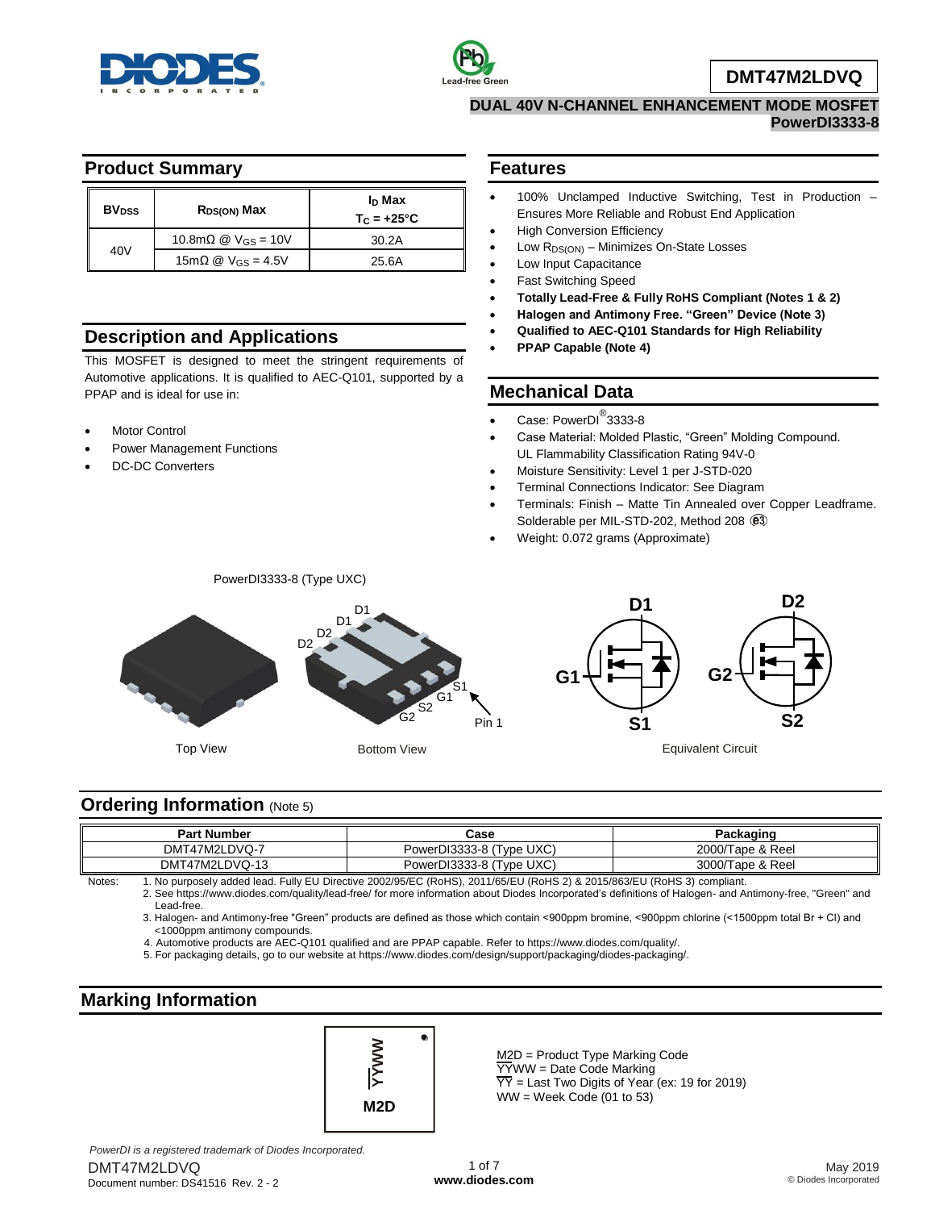# DMT47M2LDVQ

**DUAL 40V N-CHANNEL ENHANCEMENT MODE MOSFET**
**PowerDI3333-8**

## Product Summary

| $BV_{DSS}$ | $R_{DS(ON)}$ Max | $I_D$ Max $T_C = +25°C$ |
|---|---|---|
| 40V | 10.8mΩ @ $V_{GS}$ = 10V | 30.2A |
| | 15mΩ @ $V_{GS}$ = 4.5V | 25.6A |

## Description and Applications

This MOSFET is designed to meet the stringent requirements of Automotive applications. It is qualified to AEC-Q101, supported by a PPAP and is ideal for use in:

- Motor Control
- Power Management Functions
- DC-DC Converters

## Features

- 100% Unclamped Inductive Switching, Test in Production – Ensures More Reliable and Robust End Application
- High Conversion Efficiency
- Low $R_{DS(ON)}$ – Minimizes On-State Losses
- Low Input Capacitance
- Fast Switching Speed
- **Totally Lead-Free & Fully RoHS Compliant (Notes 1 & 2)**
- **Halogen and Antimony Free. "Green" Device (Note 3)**
- **Qualified to AEC-Q101 Standards for High Reliability**
- **PPAP Capable (Note 4)**

## Mechanical Data

- Case: PowerDI® 3333-8
- Case Material: Molded Plastic, "Green" Molding Compound. UL Flammability Classification Rating 94V-0
- Moisture Sensitivity: Level 1 per J-STD-020
- Terminal Connections Indicator: See Diagram
- Terminals: Finish – Matte Tin Annealed over Copper Leadframe. Solderable per MIL-STD-202, Method 208 (e3)
- Weight: 0.072 grams (Approximate)

PowerDI3333-8 (Type UXC)

Top View    Bottom View    Equivalent Circuit

## Ordering Information (Note 5)

| Part Number | Case | Packaging |
|---|---|---|
| DMT47M2LDVQ-7 | PowerDI3333-8 (Type UXC) | 2000/Tape & Reel |
| DMT47M2LDVQ-13 | PowerDI3333-8 (Type UXC) | 3000/Tape & Reel |

Notes:
1. No purposely added lead. Fully EU Directive 2002/95/EC (RoHS), 2011/65/EU (RoHS 2) & 2015/863/EU (RoHS 3) compliant.
2. See https://www.diodes.com/quality/lead-free/ for more information about Diodes Incorporated's definitions of Halogen- and Antimony-free, "Green" and Lead-free.
3. Halogen- and Antimony-free "Green" products are defined as those which contain <900ppm bromine, <900ppm chlorine (<1500ppm total Br + Cl) and <1000ppm antimony compounds.
4. Automotive products are AEC-Q101 qualified and are PPAP capable. Refer to https://www.diodes.com/quality/.
5. For packaging details, go to our website at https://www.diodes.com/design/support/packaging/diodes-packaging/.

## Marking Information

YYWW
M2D

M2D = Product Type Marking Code
YYWW = Date Code Marking
YY = Last Two Digits of Year (ex: 19 for 2019)
WW = Week Code (01 to 53)

*PowerDI is a registered trademark of Diodes Incorporated.*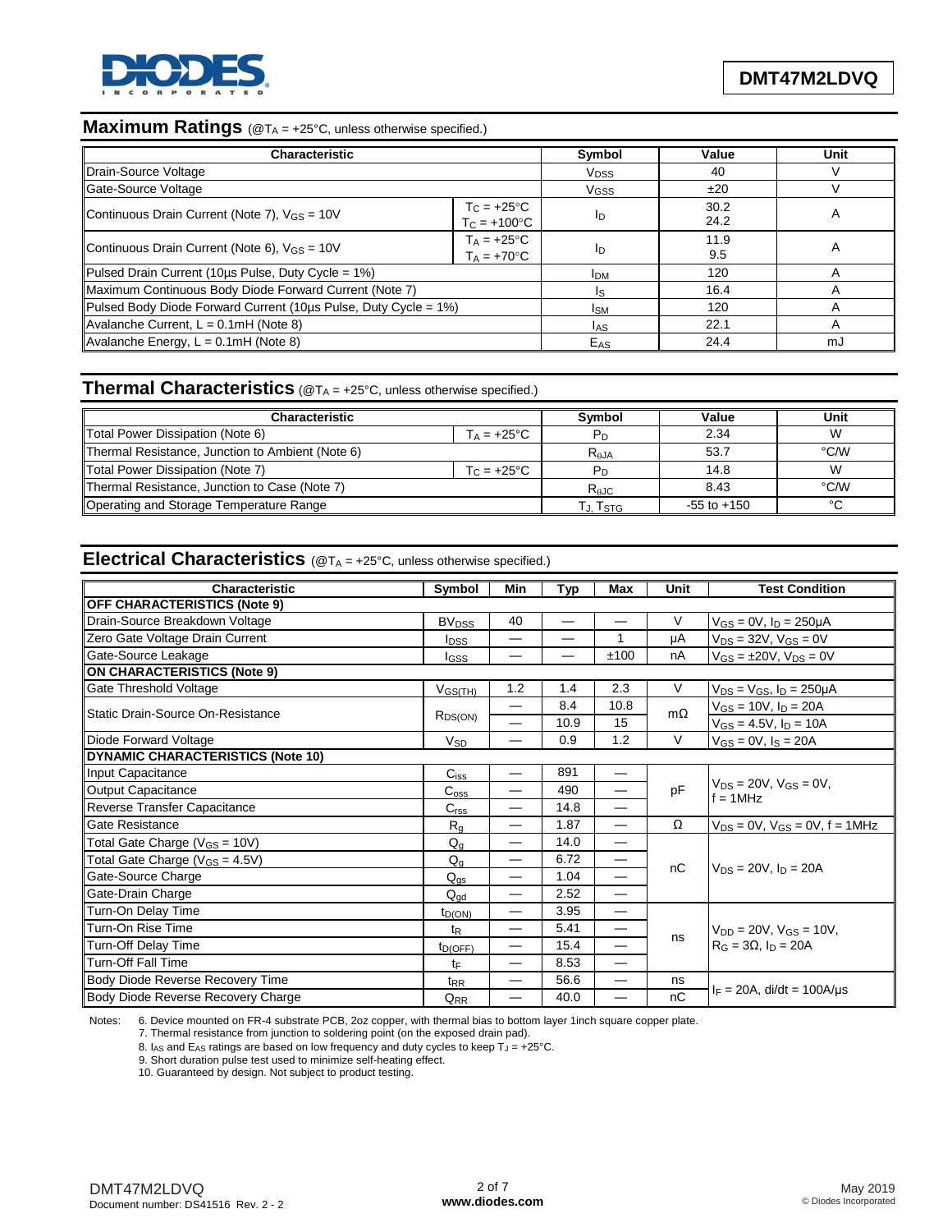## Maximum Ratings (@$T_A$ = +25°C, unless otherwise specified.)

| Characteristic | | Symbol | Value | Unit |
|---|---|---|---|---|
| Drain-Source Voltage | | $V_{DSS}$ | 40 | V |
| Gate-Source Voltage | | $V_{GSS}$ | ±20 | V |
| Continuous Drain Current (Note 7), $V_{GS}$ = 10V | $T_C$ = +25°C<br>$T_C$ = +100°C | $I_D$ | 30.2<br>24.2 | A |
| Continuous Drain Current (Note 6), $V_{GS}$ = 10V | $T_A$ = +25°C<br>$T_A$ = +70°C | $I_D$ | 11.9<br>9.5 | A |
| Pulsed Drain Current (10µs Pulse, Duty Cycle = 1%) | | $I_{DM}$ | 120 | A |
| Maximum Continuous Body Diode Forward Current (Note 7) | | $I_S$ | 16.4 | A |
| Pulsed Body Diode Forward Current (10µs Pulse, Duty Cycle = 1%) | | $I_{SM}$ | 120 | A |
| Avalanche Current, L = 0.1mH (Note 8) | | $I_{AS}$ | 22.1 | A |
| Avalanche Energy, L = 0.1mH (Note 8) | | $E_{AS}$ | 24.4 | mJ |

## Thermal Characteristics (@$T_A$ = +25°C, unless otherwise specified.)

| Characteristic | | Symbol | Value | Unit |
|---|---|---|---|---|
| Total Power Dissipation (Note 6) | $T_A$ = +25°C | $P_D$ | 2.34 | W |
| Thermal Resistance, Junction to Ambient (Note 6) | | $R_{\theta JA}$ | 53.7 | °C/W |
| Total Power Dissipation (Note 7) | $T_C$ = +25°C | $P_D$ | 14.8 | W |
| Thermal Resistance, Junction to Case (Note 7) | | $R_{\theta JC}$ | 8.43 | °C/W |
| Operating and Storage Temperature Range | | $T_J, T_{STG}$ | -55 to +150 | °C |

## Electrical Characteristics (@$T_A$ = +25°C, unless otherwise specified.)

| Characteristic | Symbol | Min | Typ | Max | Unit | Test Condition |
|---|---|---|---|---|---|---|
| **OFF CHARACTERISTICS (Note 9)** | | | | | | |
| Drain-Source Breakdown Voltage | $BV_{DSS}$ | 40 | — | — | V | $V_{GS}$ = 0V, $I_D$ = 250µA |
| Zero Gate Voltage Drain Current | $I_{DSS}$ | — | — | 1 | µA | $V_{DS}$ = 32V, $V_{GS}$ = 0V |
| Gate-Source Leakage | $I_{GSS}$ | — | — | ±100 | nA | $V_{GS}$ = ±20V, $V_{DS}$ = 0V |
| **ON CHARACTERISTICS (Note 9)** | | | | | | |
| Gate Threshold Voltage | $V_{GS(TH)}$ | 1.2 | 1.4 | 2.3 | V | $V_{DS}$ = $V_{GS}$, $I_D$ = 250µA |
| Static Drain-Source On-Resistance | $R_{DS(ON)}$ | — | 8.4 | 10.8 | mΩ | $V_{GS}$ = 10V, $I_D$ = 20A |
| | | — | 10.9 | 15 | | $V_{GS}$ = 4.5V, $I_D$ = 10A |
| Diode Forward Voltage | $V_{SD}$ | — | 0.9 | 1.2 | V | $V_{GS}$ = 0V, $I_S$ = 20A |
| **DYNAMIC CHARACTERISTICS (Note 10)** | | | | | | |
| Input Capacitance | $C_{iss}$ | — | 891 | — | pF | $V_{DS}$ = 20V, $V_{GS}$ = 0V, f = 1MHz |
| Output Capacitance | $C_{oss}$ | — | 490 | — | | |
| Reverse Transfer Capacitance | $C_{rss}$ | — | 14.8 | — | | |
| Gate Resistance | $R_g$ | — | 1.87 | — | Ω | $V_{DS}$ = 0V, $V_{GS}$ = 0V, f = 1MHz |
| Total Gate Charge ($V_{GS}$ = 10V) | $Q_g$ | — | 14.0 | — | nC | $V_{DS}$ = 20V, $I_D$ = 20A |
| Total Gate Charge ($V_{GS}$ = 4.5V) | $Q_g$ | — | 6.72 | — | | |
| Gate-Source Charge | $Q_{gs}$ | — | 1.04 | — | | |
| Gate-Drain Charge | $Q_{gd}$ | — | 2.52 | — | | |
| Turn-On Delay Time | $t_{D(ON)}$ | — | 3.95 | — | ns | $V_{DD}$ = 20V, $V_{GS}$ = 10V, $R_G$ = 3Ω, $I_D$ = 20A |
| Turn-On Rise Time | $t_R$ | — | 5.41 | — | | |
| Turn-Off Delay Time | $t_{D(OFF)}$ | — | 15.4 | — | | |
| Turn-Off Fall Time | $t_F$ | — | 8.53 | — | | |
| Body Diode Reverse Recovery Time | $t_{RR}$ | — | 56.6 | — | ns | $I_F$ = 20A, di/dt = 100A/µs |
| Body Diode Reverse Recovery Charge | $Q_{RR}$ | — | 40.0 | — | nC | |

Notes:
6. Device mounted on FR-4 substrate PCB, 2oz copper, with thermal bias to bottom layer 1inch square copper plate.
7. Thermal resistance from junction to soldering point (on the exposed drain pad).
8. $I_{AS}$ and $E_{AS}$ ratings are based on low frequency and duty cycles to keep $T_J$ = +25°C.
9. Short duration pulse test used to minimize self-heating effect.
10. Guaranteed by design. Not subject to product testing.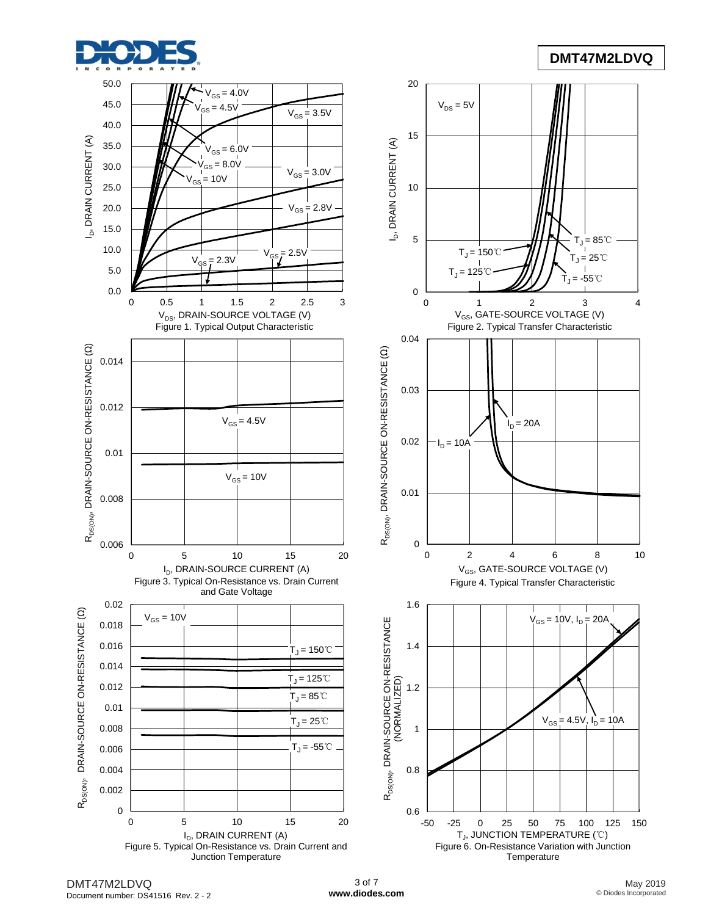Figure 1. Typical Output Characteristic

Figure 2. Typical Transfer Characteristic

Figure 3. Typical On-Resistance vs. Drain Current and Gate Voltage

Figure 4. Typical Transfer Characteristic

Figure 5. Typical On-Resistance vs. Drain Current and Junction Temperature

Figure 6. On-Resistance Variation with Junction Temperature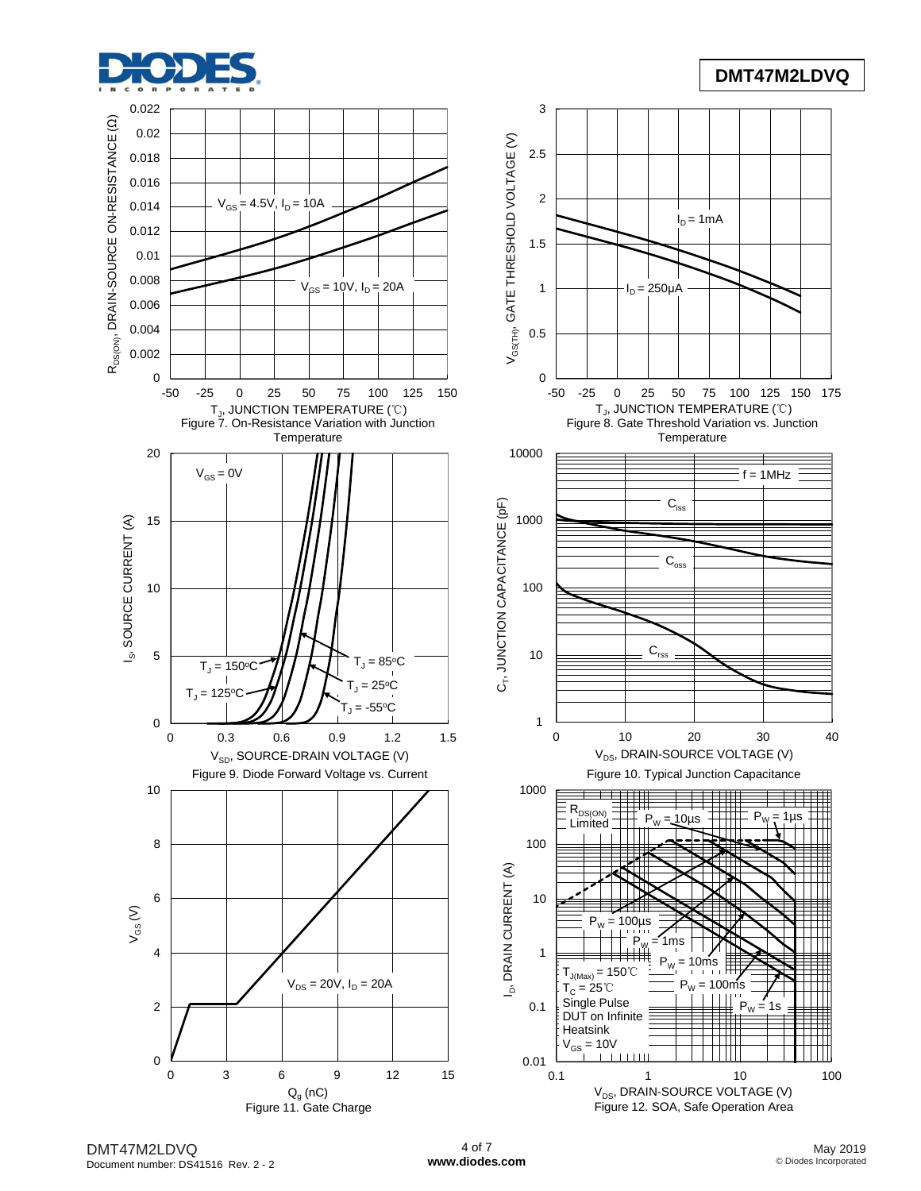Figure 7. On-Resistance Variation with Junction Temperature

Figure 8. Gate Threshold Variation vs. Junction Temperature

Figure 9. Diode Forward Voltage vs. Current

Figure 10. Typical Junction Capacitance

Figure 11. Gate Charge

Figure 12. SOA, Safe Operation Area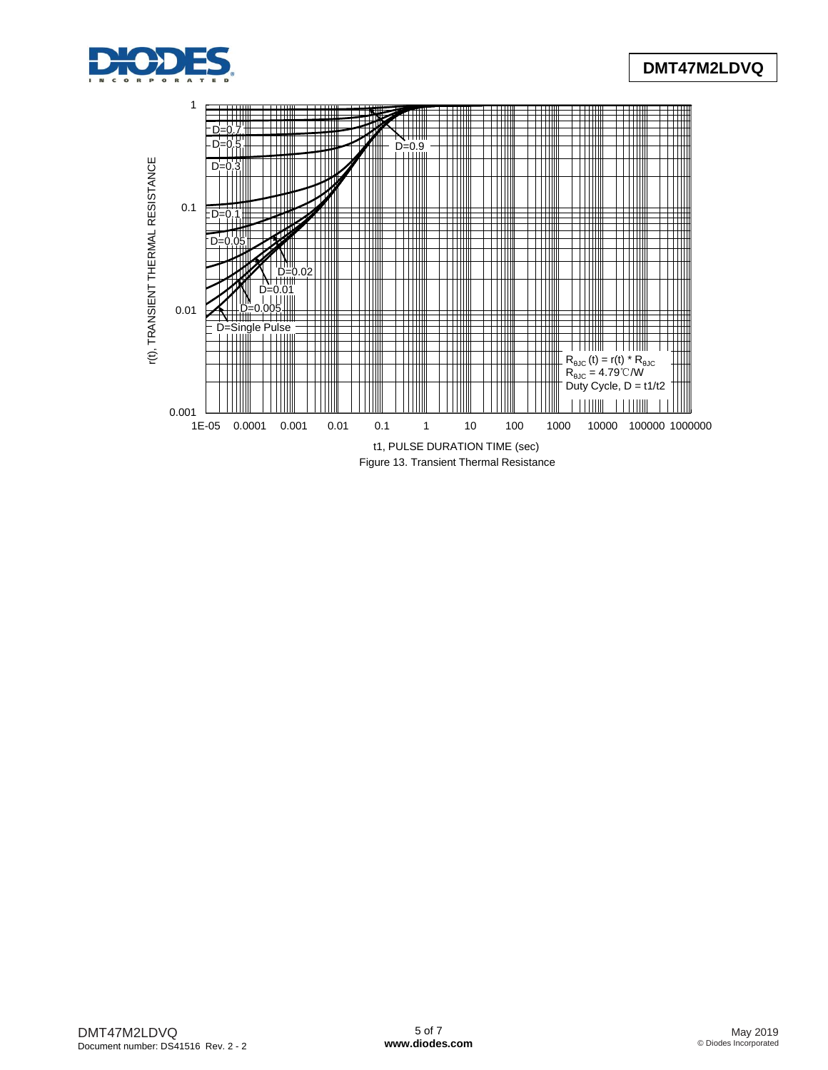r(t), TRANSIENT THERMAL RESISTANCE

D=0.7
D=0.5
D=0.3
D=0.9
D=0.1
D=0.05
D=0.02
D=0.01
D=0.005
D=Single Pulse

$R_{\theta JC}(t) = r(t) * R_{\theta JC}$
$R_{\theta JC} = 4.79$℃/W
Duty Cycle, D = t1/t2

t1, PULSE DURATION TIME (sec)

Figure 13. Transient Thermal Resistance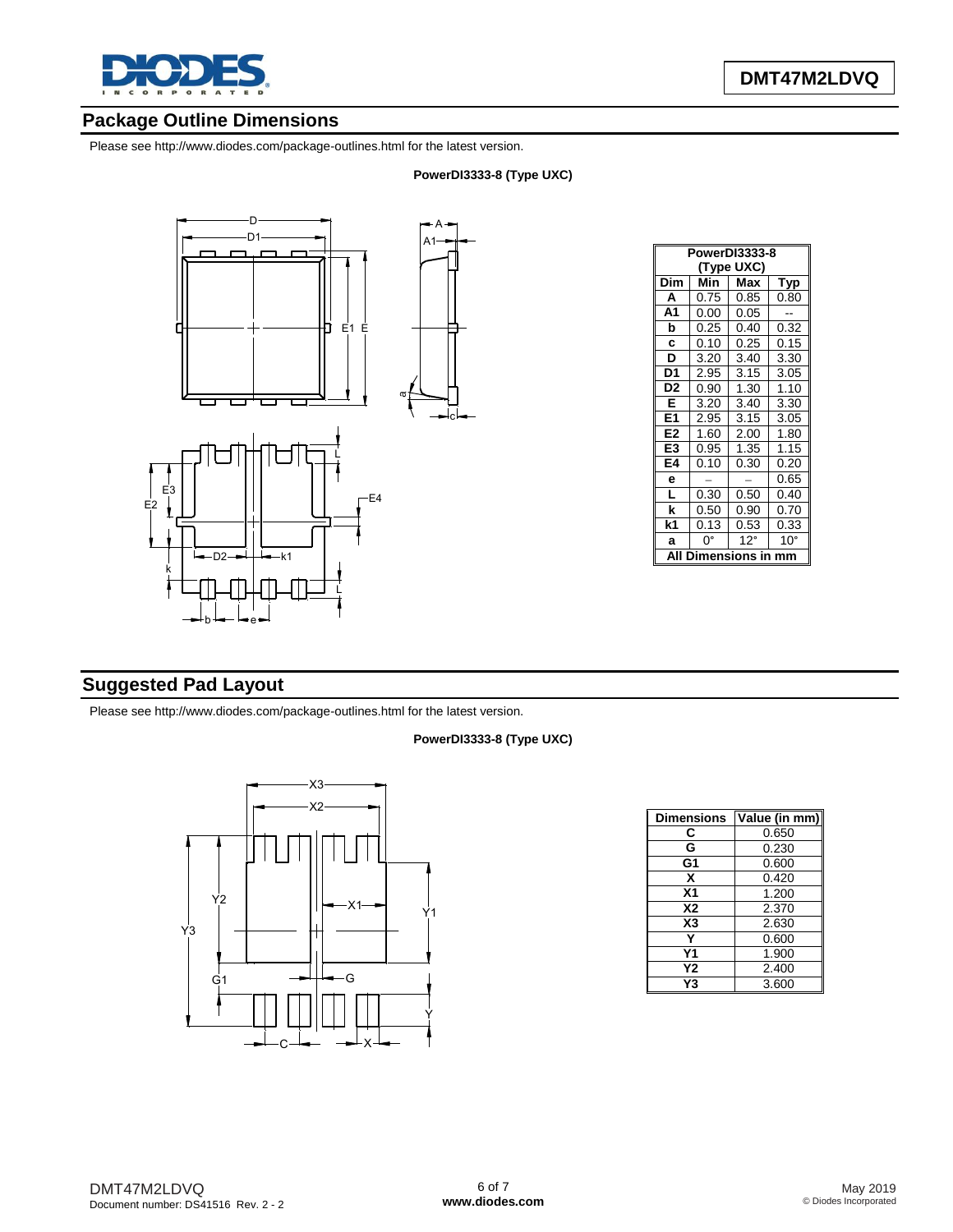## Package Outline Dimensions

Please see http://www.diodes.com/package-outlines.html for the latest version.

**PowerDI3333-8 (Type UXC)**

| PowerDI3333-8 (Type UXC) | | | |
|---|---|---|---|
| **Dim** | **Min** | **Max** | **Typ** |
| **A** | 0.75 | 0.85 | 0.80 |
| **A1** | 0.00 | 0.05 | -- |
| **b** | 0.25 | 0.40 | 0.32 |
| **c** | 0.10 | 0.25 | 0.15 |
| **D** | 3.20 | 3.40 | 3.30 |
| **D1** | 2.95 | 3.15 | 3.05 |
| **D2** | 0.90 | 1.30 | 1.10 |
| **E** | 3.20 | 3.40 | 3.30 |
| **E1** | 2.95 | 3.15 | 3.05 |
| **E2** | 1.60 | 2.00 | 1.80 |
| **E3** | 0.95 | 1.35 | 1.15 |
| **E4** | 0.10 | 0.30 | 0.20 |
| **e** | -- | -- | 0.65 |
| **L** | 0.30 | 0.50 | 0.40 |
| **k** | 0.50 | 0.90 | 0.70 |
| **k1** | 0.13 | 0.53 | 0.33 |
| **a** | 0° | 12° | 10° |
| **All Dimensions in mm** | | | |

## Suggested Pad Layout

Please see http://www.diodes.com/package-outlines.html for the latest version.

**PowerDI3333-8 (Type UXC)**

| Dimensions | Value (in mm) |
|---|---|
| **C** | 0.650 |
| **G** | 0.230 |
| **G1** | 0.600 |
| **X** | 0.420 |
| **X1** | 1.200 |
| **X2** | 2.370 |
| **X3** | 2.630 |
| **Y** | 0.600 |
| **Y1** | 1.900 |
| **Y2** | 2.400 |
| **Y3** | 3.600 |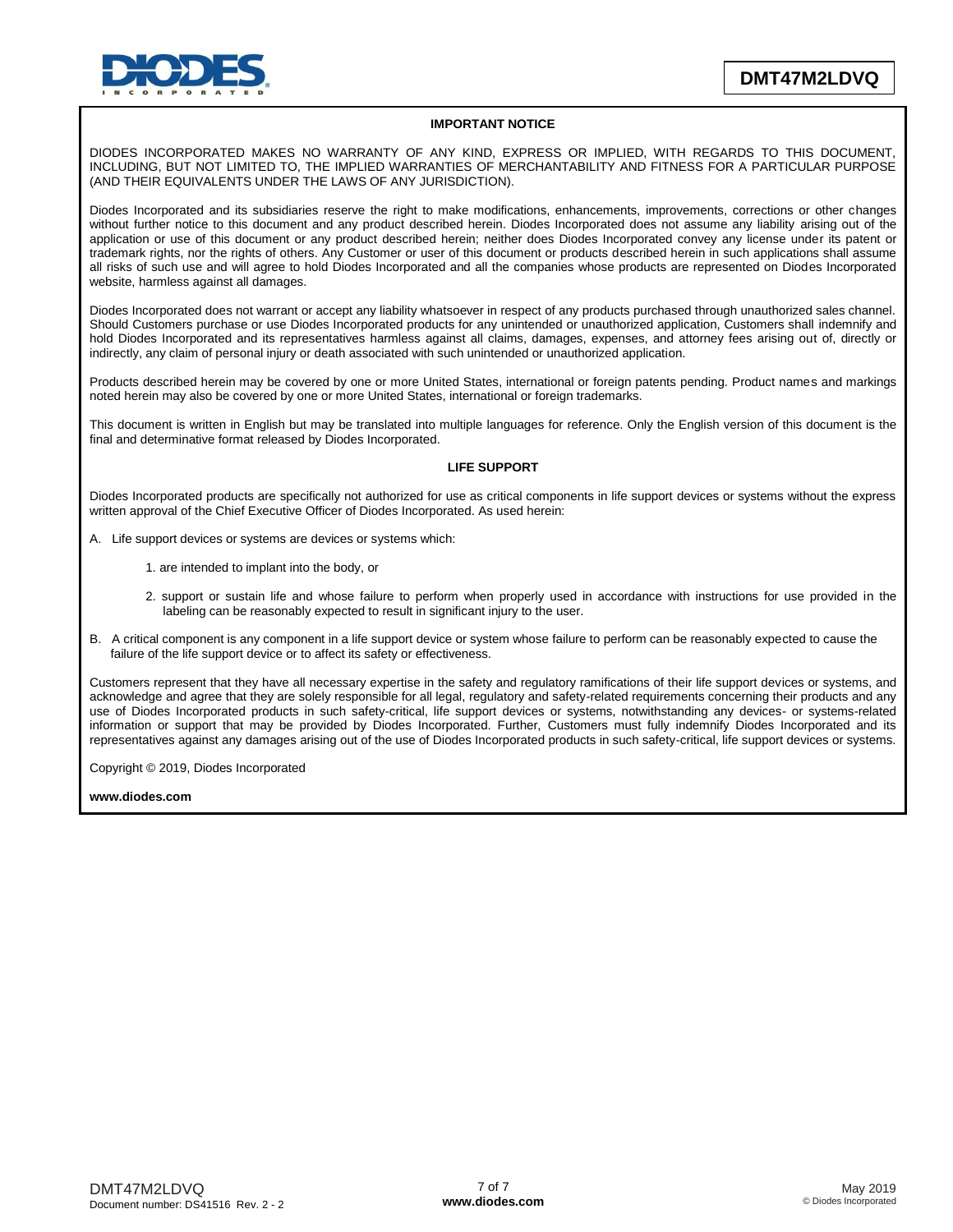## IMPORTANT NOTICE

DIODES INCORPORATED MAKES NO WARRANTY OF ANY KIND, EXPRESS OR IMPLIED, WITH REGARDS TO THIS DOCUMENT, INCLUDING, BUT NOT LIMITED TO, THE IMPLIED WARRANTIES OF MERCHANTABILITY AND FITNESS FOR A PARTICULAR PURPOSE (AND THEIR EQUIVALENTS UNDER THE LAWS OF ANY JURISDICTION).

Diodes Incorporated and its subsidiaries reserve the right to make modifications, enhancements, improvements, corrections or other changes without further notice to this document and any product described herein. Diodes Incorporated does not assume any liability arising out of the application or use of this document or any product described herein; neither does Diodes Incorporated convey any license under its patent or trademark rights, nor the rights of others. Any Customer or user of this document or products described herein in such applications shall assume all risks of such use and will agree to hold Diodes Incorporated and all the companies whose products are represented on Diodes Incorporated website, harmless against all damages.

Diodes Incorporated does not warrant or accept any liability whatsoever in respect of any products purchased through unauthorized sales channel. Should Customers purchase or use Diodes Incorporated products for any unintended or unauthorized application, Customers shall indemnify and hold Diodes Incorporated and its representatives harmless against all claims, damages, expenses, and attorney fees arising out of, directly or indirectly, any claim of personal injury or death associated with such unintended or unauthorized application.

Products described herein may be covered by one or more United States, international or foreign patents pending. Product names and markings noted herein may also be covered by one or more United States, international or foreign trademarks.

This document is written in English but may be translated into multiple languages for reference. Only the English version of this document is the final and determinative format released by Diodes Incorporated.

## LIFE SUPPORT

Diodes Incorporated products are specifically not authorized for use as critical components in life support devices or systems without the express written approval of the Chief Executive Officer of Diodes Incorporated. As used herein:

A. Life support devices or systems are devices or systems which:

1. are intended to implant into the body, or
2. support or sustain life and whose failure to perform when properly used in accordance with instructions for use provided in the labeling can be reasonably expected to result in significant injury to the user.

B. A critical component is any component in a life support device or system whose failure to perform can be reasonably expected to cause the failure of the life support device or to affect its safety or effectiveness.

Customers represent that they have all necessary expertise in the safety and regulatory ramifications of their life support devices or systems, and acknowledge and agree that they are solely responsible for all legal, regulatory and safety-related requirements concerning their products and any use of Diodes Incorporated products in such safety-critical, life support devices or systems, notwithstanding any devices- or systems-related information or support that may be provided by Diodes Incorporated. Further, Customers must fully indemnify Diodes Incorporated and its representatives against any damages arising out of the use of Diodes Incorporated products in such safety-critical, life support devices or systems.

Copyright © 2019, Diodes Incorporated

**www.diodes.com**